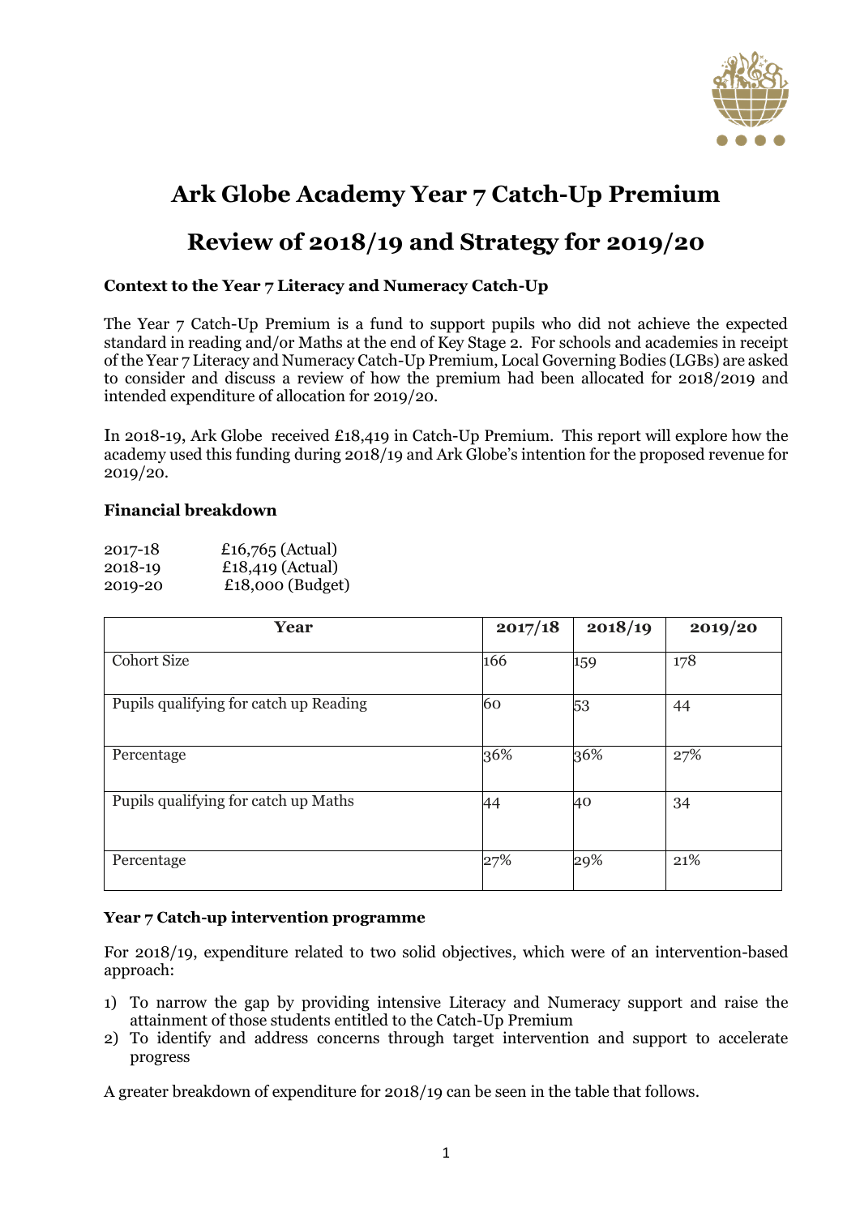# Ark Globe Academy Year 7 Catch-Up Premium

# Review of 2018/19 and Strategy for 2019/20

### Context to the Year 7 Literacy and Numeracy Catch-Up

The Year 7 Catch-Up Premium is a fund to support pupils who did not achieve the expected standard in reading and/or Maths at the end of Key Stage 2. For schools and academies in receipt of the Year 7 Literacy and Numeracy Catch-Up Premium, Local Governing Bodies (LGBs) are asked to consider and discuss a review of how the premium had been allocated for 2018/2019 and intended expenditure of allocation for 2019/20.

In 2018-19, Ark Globe received £18,419 in Catch-Up Premium. This report will explore how the academy used this funding during 2018/19 and Ark Globe's intention for the proposed revenue for 2019/20.

### Financial breakdown

2017-18 £16,765 (Actual)
2018-19 £18,419 (Actual)
2019-20 £18,000 (Budget)

| Year | 2017/18 | 2018/19 | 2019/20 |
|---|---|---|---|
| Cohort Size | 166 | 159 | 178 |
| Pupils qualifying for catch up Reading | 60 | 53 | 44 |
| Percentage | 36% | 36% | 27% |
| Pupils qualifying for catch up Maths | 44 | 40 | 34 |
| Percentage | 27% | 29% | 21% |

### Year 7 Catch-up intervention programme

For 2018/19, expenditure related to two solid objectives, which were of an intervention-based approach:

1) To narrow the gap by providing intensive Literacy and Numeracy support and raise the attainment of those students entitled to the Catch-Up Premium
2) To identify and address concerns through target intervention and support to accelerate progress

A greater breakdown of expenditure for 2018/19 can be seen in the table that follows.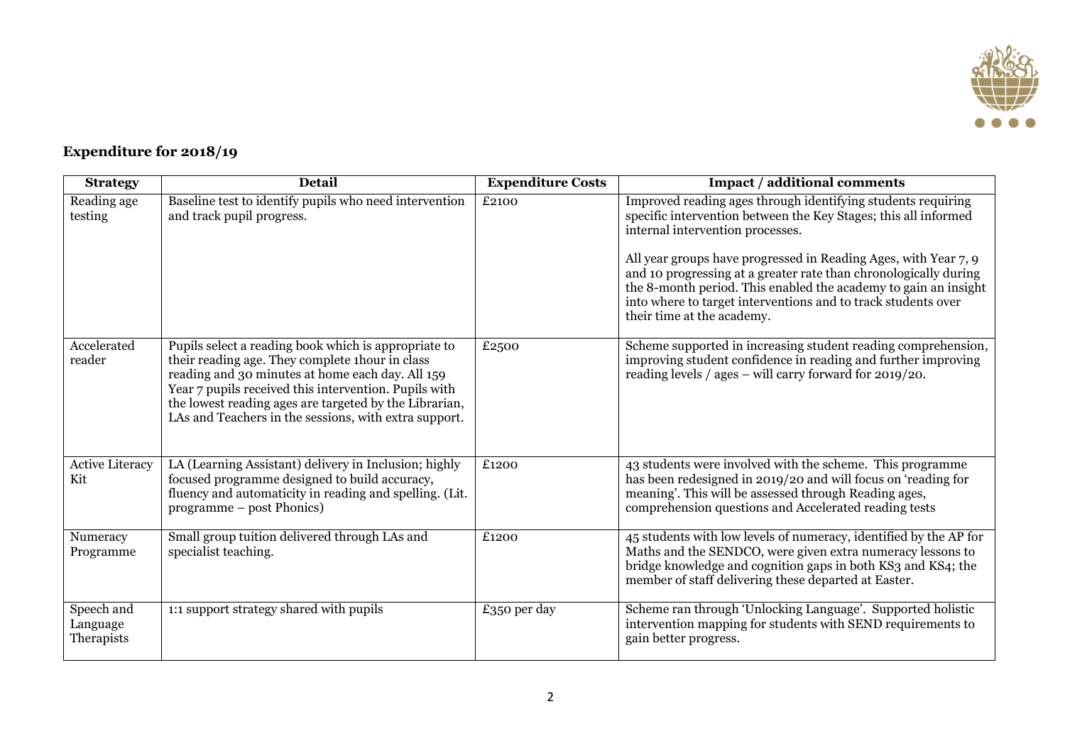## Expenditure for 2018/19

| Strategy | Detail | Expenditure Costs | Impact / additional comments |
|---|---|---|---|
| Reading age testing | Baseline test to identify pupils who need intervention and track pupil progress. | £2100 | Improved reading ages through identifying students requiring specific intervention between the Key Stages; this all informed internal intervention processes.<br><br>All year groups have progressed in Reading Ages, with Year 7, 9 and 10 progressing at a greater rate than chronologically during the 8-month period. This enabled the academy to gain an insight into where to target interventions and to track students over their time at the academy. |
| Accelerated reader | Pupils select a reading book which is appropriate to their reading age. They complete 1hour in class reading and 30 minutes at home each day. All 159 Year 7 pupils received this intervention. Pupils with the lowest reading ages are targeted by the Librarian, LAs and Teachers in the sessions, with extra support. | £2500 | Scheme supported in increasing student reading comprehension, improving student confidence in reading and further improving reading levels / ages – will carry forward for 2019/20. |
| Active Literacy Kit | LA (Learning Assistant) delivery in Inclusion; highly focused programme designed to build accuracy, fluency and automaticity in reading and spelling. (Lit. programme – post Phonics) | £1200 | 43 students were involved with the scheme. This programme has been redesigned in 2019/20 and will focus on 'reading for meaning'. This will be assessed through Reading ages, comprehension questions and Accelerated reading tests |
| Numeracy Programme | Small group tuition delivered through LAs and specialist teaching. | £1200 | 45 students with low levels of numeracy, identified by the AP for Maths and the SENDCO, were given extra numeracy lessons to bridge knowledge and cognition gaps in both KS3 and KS4; the member of staff delivering these departed at Easter. |
| Speech and Language Therapists | 1:1 support strategy shared with pupils | £350 per day | Scheme ran through 'Unlocking Language'. Supported holistic intervention mapping for students with SEND requirements to gain better progress. |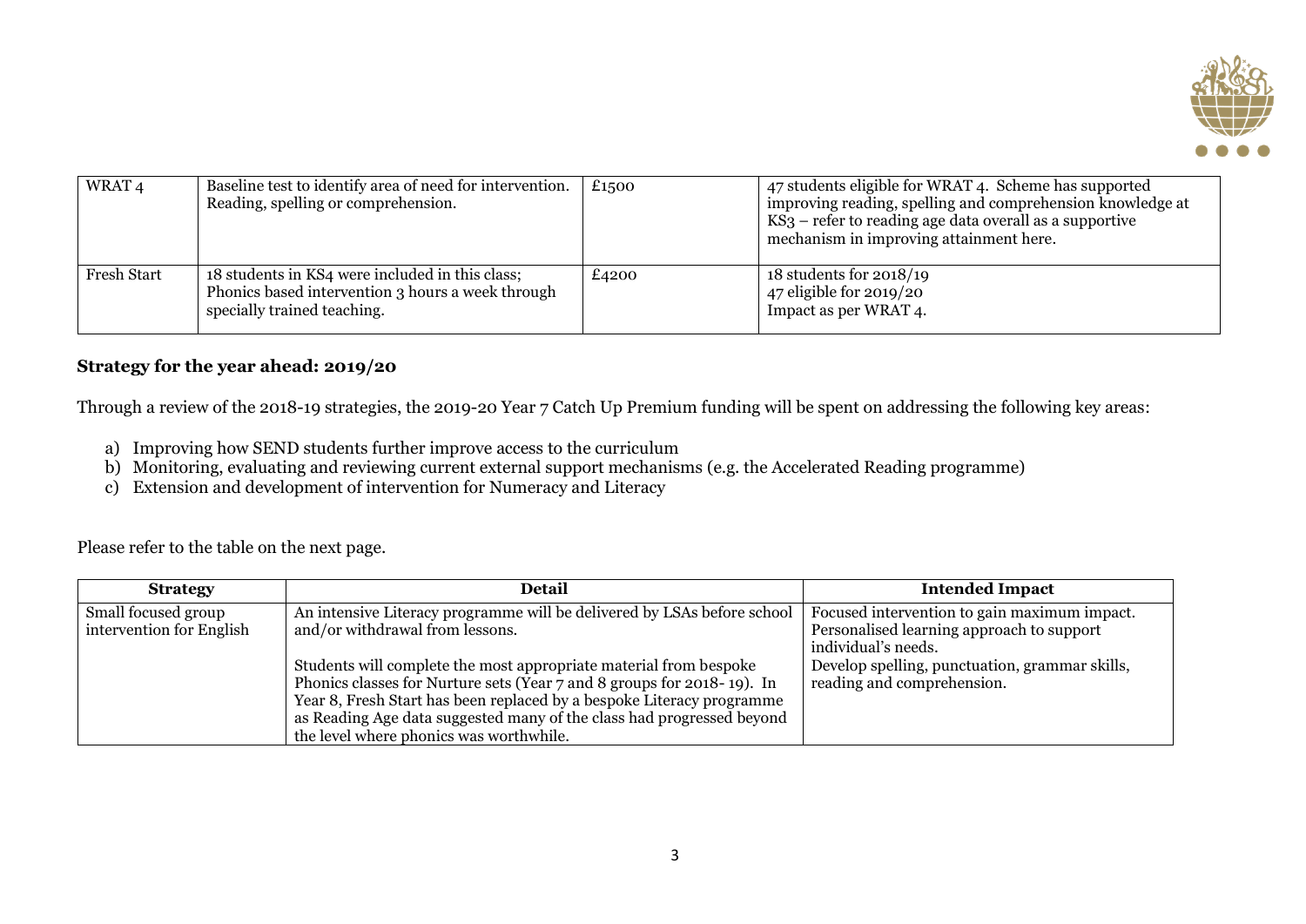| | | | |
|---|---|---|---|
| WRAT 4 | Baseline test to identify area of need for intervention. Reading, spelling or comprehension. | £1500 | 47 students eligible for WRAT 4. Scheme has supported improving reading, spelling and comprehension knowledge at KS3 – refer to reading age data overall as a supportive mechanism in improving attainment here. |
| Fresh Start | 18 students in KS4 were included in this class; Phonics based intervention 3 hours a week through specially trained teaching. | £4200 | 18 students for 2018/19<br>47 eligible for 2019/20<br>Impact as per WRAT 4. |

**Strategy for the year ahead: 2019/20**

Through a review of the 2018-19 strategies, the 2019-20 Year 7 Catch Up Premium funding will be spent on addressing the following key areas:

a) Improving how SEND students further improve access to the curriculum
b) Monitoring, evaluating and reviewing current external support mechanisms (e.g. the Accelerated Reading programme)
c) Extension and development of intervention for Numeracy and Literacy

Please refer to the table on the next page.

| Strategy | Detail | Intended Impact |
|---|---|---|
| Small focused group intervention for English | An intensive Literacy programme will be delivered by LSAs before school and/or withdrawal from lessons.<br><br>Students will complete the most appropriate material from bespoke Phonics classes for Nurture sets (Year 7 and 8 groups for 2018- 19). In Year 8, Fresh Start has been replaced by a bespoke Literacy programme as Reading Age data suggested many of the class had progressed beyond the level where phonics was worthwhile. | Focused intervention to gain maximum impact.<br>Personalised learning approach to support individual's needs.<br>Develop spelling, punctuation, grammar skills, reading and comprehension. |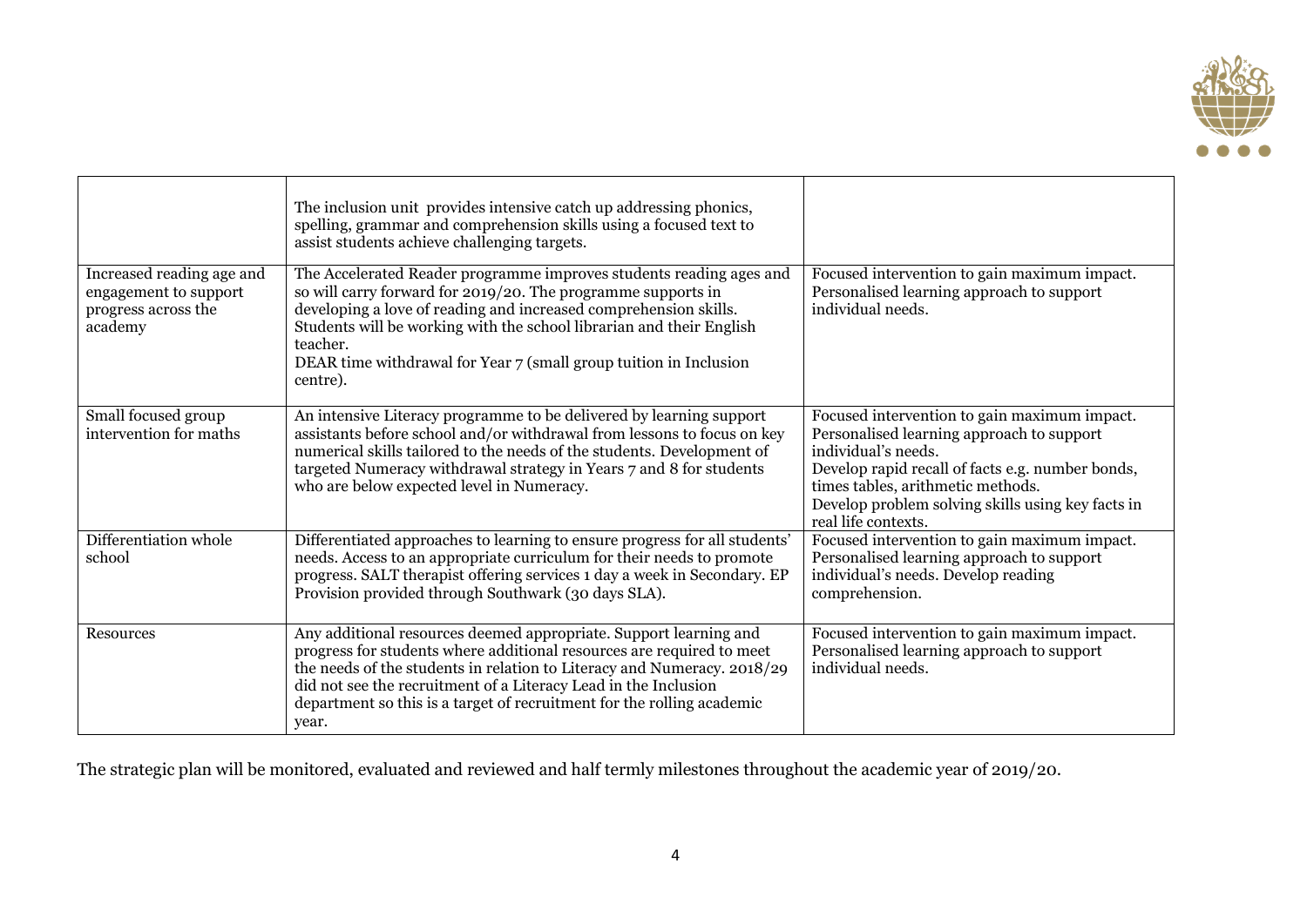| | | |
|---|---|---|
| | The inclusion unit provides intensive catch up addressing phonics, spelling, grammar and comprehension skills using a focused text to assist students achieve challenging targets. | |
| Increased reading age and engagement to support progress across the academy | The Accelerated Reader programme improves students reading ages and so will carry forward for 2019/20. The programme supports in developing a love of reading and increased comprehension skills. Students will be working with the school librarian and their English teacher.<br>DEAR time withdrawal for Year 7 (small group tuition in Inclusion centre). | Focused intervention to gain maximum impact. Personalised learning approach to support individual needs. |
| Small focused group intervention for maths | An intensive Literacy programme to be delivered by learning support assistants before school and/or withdrawal from lessons to focus on key numerical skills tailored to the needs of the students. Development of targeted Numeracy withdrawal strategy in Years 7 and 8 for students who are below expected level in Numeracy. | Focused intervention to gain maximum impact. Personalised learning approach to support individual's needs.<br>Develop rapid recall of facts e.g. number bonds, times tables, arithmetic methods.<br>Develop problem solving skills using key facts in real life contexts. |
| Differentiation whole school | Differentiated approaches to learning to ensure progress for all students' needs. Access to an appropriate curriculum for their needs to promote progress. SALT therapist offering services 1 day a week in Secondary. EP Provision provided through Southwark (30 days SLA). | Focused intervention to gain maximum impact. Personalised learning approach to support individual's needs. Develop reading comprehension. |
| Resources | Any additional resources deemed appropriate. Support learning and progress for students where additional resources are required to meet the needs of the students in relation to Literacy and Numeracy. 2018/29 did not see the recruitment of a Literacy Lead in the Inclusion department so this is a target of recruitment for the rolling academic year. | Focused intervention to gain maximum impact. Personalised learning approach to support individual needs. |

The strategic plan will be monitored, evaluated and reviewed and half termly milestones throughout the academic year of 2019/20.